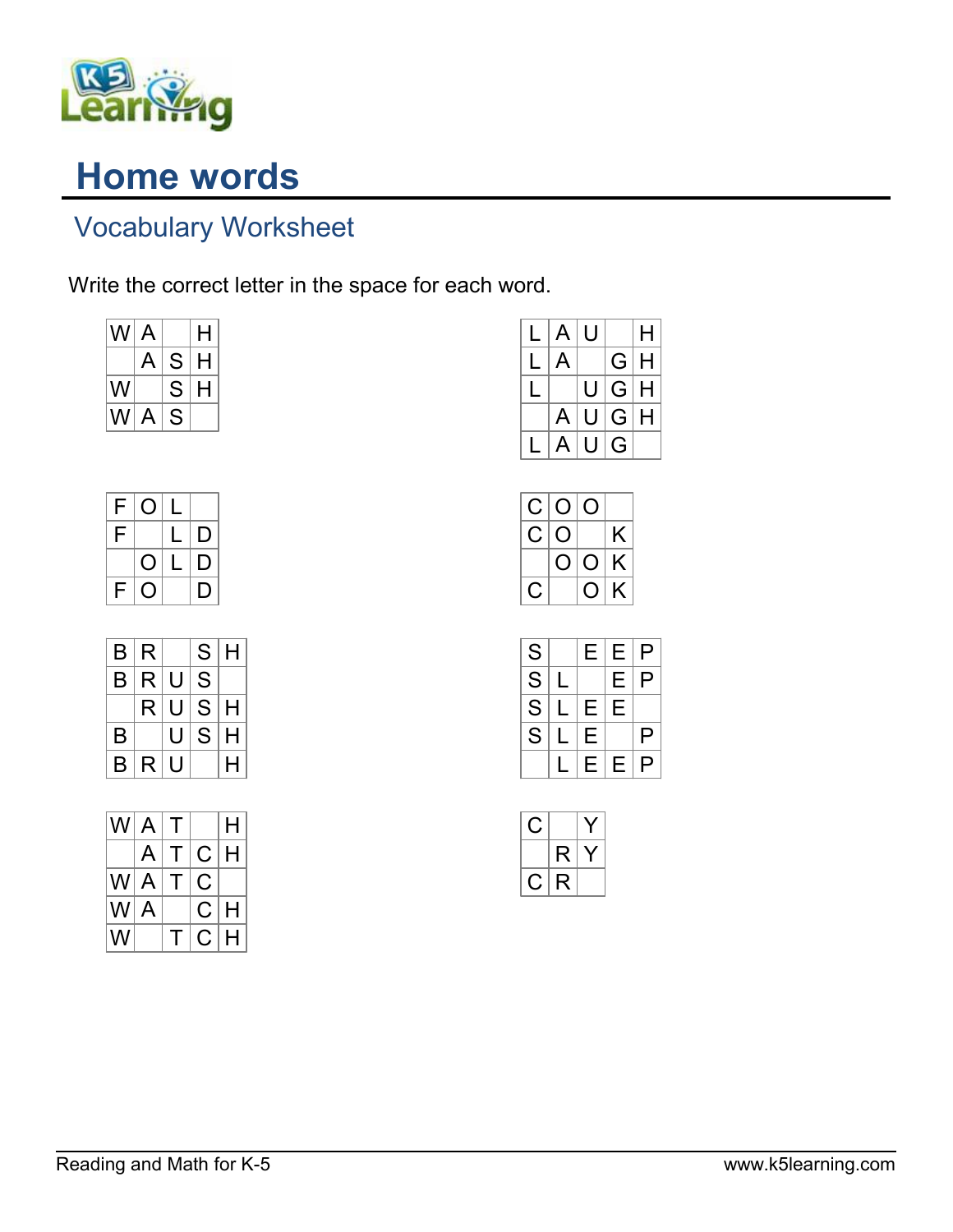# Home words

## Vocabulary Worksheet

Write the correct letter in the space for each word.

| | | | |
|---|---|---|---|
| W | A | | H |
| | A | S | H |
| W | | S | H |
| W | A | S | |

| | | | | |
|---|---|---|---|---|
| L | A | U | | H |
| L | A | | G | H |
| L | | U | G | H |
| | A | U | G | H |
| L | A | U | G | |

| | | | |
|---|---|---|---|
| F | O | L | |
| F | | L | D |
| | O | L | D |
| F | O | | D |

| | | | |
|---|---|---|---|
| C | O | O | |
| C | O | | K |
| | O | O | K |
| C | | O | K |

| | | | | |
|---|---|---|---|---|
| B | R | | S | H |
| B | R | U | S | |
| | R | U | S | H |
| B | | U | S | H |
| B | R | U | | H |

| | | | | |
|---|---|---|---|---|
| S | | E | E | P |
| S | L | | E | P |
| S | L | E | E | |
| S | L | E | | P |
| | L | E | E | P |

| | | | | |
|---|---|---|---|---|
| W | A | T | | H |
| | A | T | C | H |
| W | A | T | C | |
| W | A | | C | H |
| W | | T | C | H |

| | | |
|---|---|---|
| C | | Y |
| | R | Y |
| C | R | |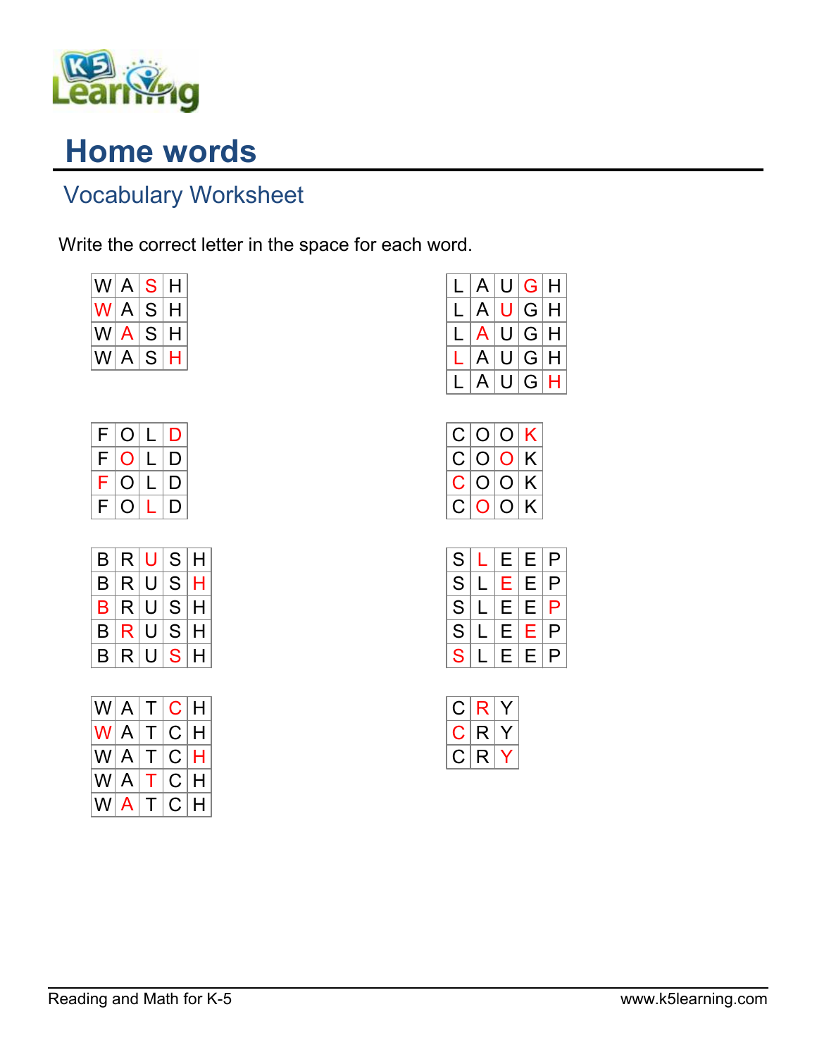# Home words

## Vocabulary Worksheet

Write the correct letter in the space for each word.

| | | | |
|---|---|---|---|
| W | A | S | H |
| W | A | S | H |
| W | A | S | H |
| W | A | S | H |

| | | | | |
|---|---|---|---|---|
| L | A | U | G | H |
| L | A | U | G | H |
| L | A | U | G | H |
| L | A | U | G | H |
| L | A | U | G | H |

| | | | |
|---|---|---|---|
| F | O | L | D |
| F | O | L | D |
| F | O | L | D |
| F | O | L | D |

| | | | |
|---|---|---|---|
| C | O | O | K |
| C | O | O | K |
| C | O | O | K |
| C | O | O | K |

| | | | | |
|---|---|---|---|---|
| B | R | U | S | H |
| B | R | U | S | H |
| B | R | U | S | H |
| B | R | U | S | H |
| B | R | U | S | H |

| | | | | |
|---|---|---|---|---|
| S | L | E | E | P |
| S | L | E | E | P |
| S | L | E | E | P |
| S | L | E | E | P |
| S | L | E | E | P |

| | | | | |
|---|---|---|---|---|
| W | A | T | C | H |
| W | A | T | C | H |
| W | A | T | C | H |
| W | A | T | C | H |
| W | A | T | C | H |

| | | |
|---|---|---|
| C | R | Y |
| C | R | Y |
| C | R | Y |